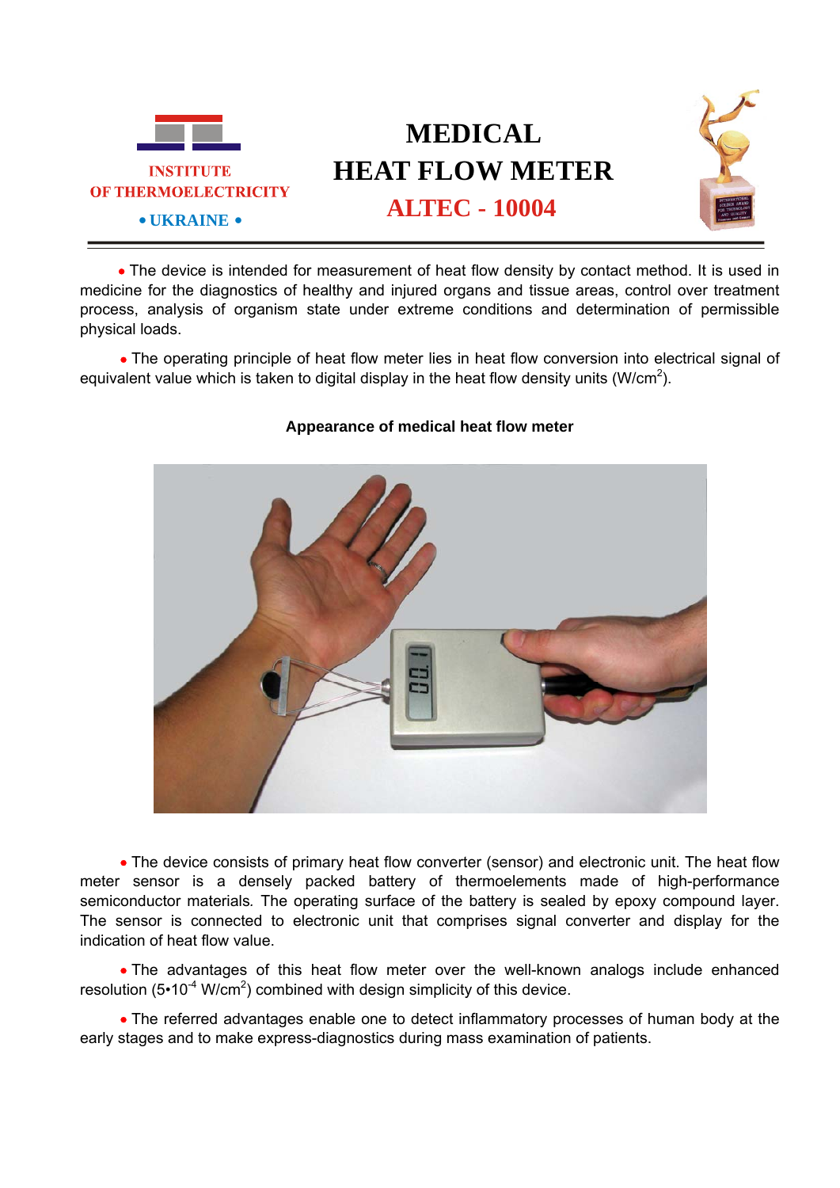INSTITUTE OF THERMOELECTRICITY

• UKRAINE •

# MEDICAL HEAT FLOW METER

## ALTEC - 10004

• The device is intended for measurement of heat flow density by contact method. It is used in medicine for the diagnostics of healthy and injured organs and tissue areas, control over treatment process, analysis of organism state under extreme conditions and determination of permissible physical loads.

• The operating principle of heat flow meter lies in heat flow conversion into electrical signal of equivalent value which is taken to digital display in the heat flow density units (W/cm$^2$).

**Appearance of medical heat flow meter**

• The device consists of primary heat flow converter (sensor) and electronic unit. The heat flow meter sensor is a densely packed battery of thermoelements made of high-performance semiconductor materials. The operating surface of the battery is sealed by epoxy compound layer. The sensor is connected to electronic unit that comprises signal converter and display for the indication of heat flow value.

• The advantages of this heat flow meter over the well-known analogs include enhanced resolution ($5 \cdot 10^{-4}$ W/cm$^2$) combined with design simplicity of this device.

• The referred advantages enable one to detect inflammatory processes of human body at the early stages and to make express-diagnostics during mass examination of patients.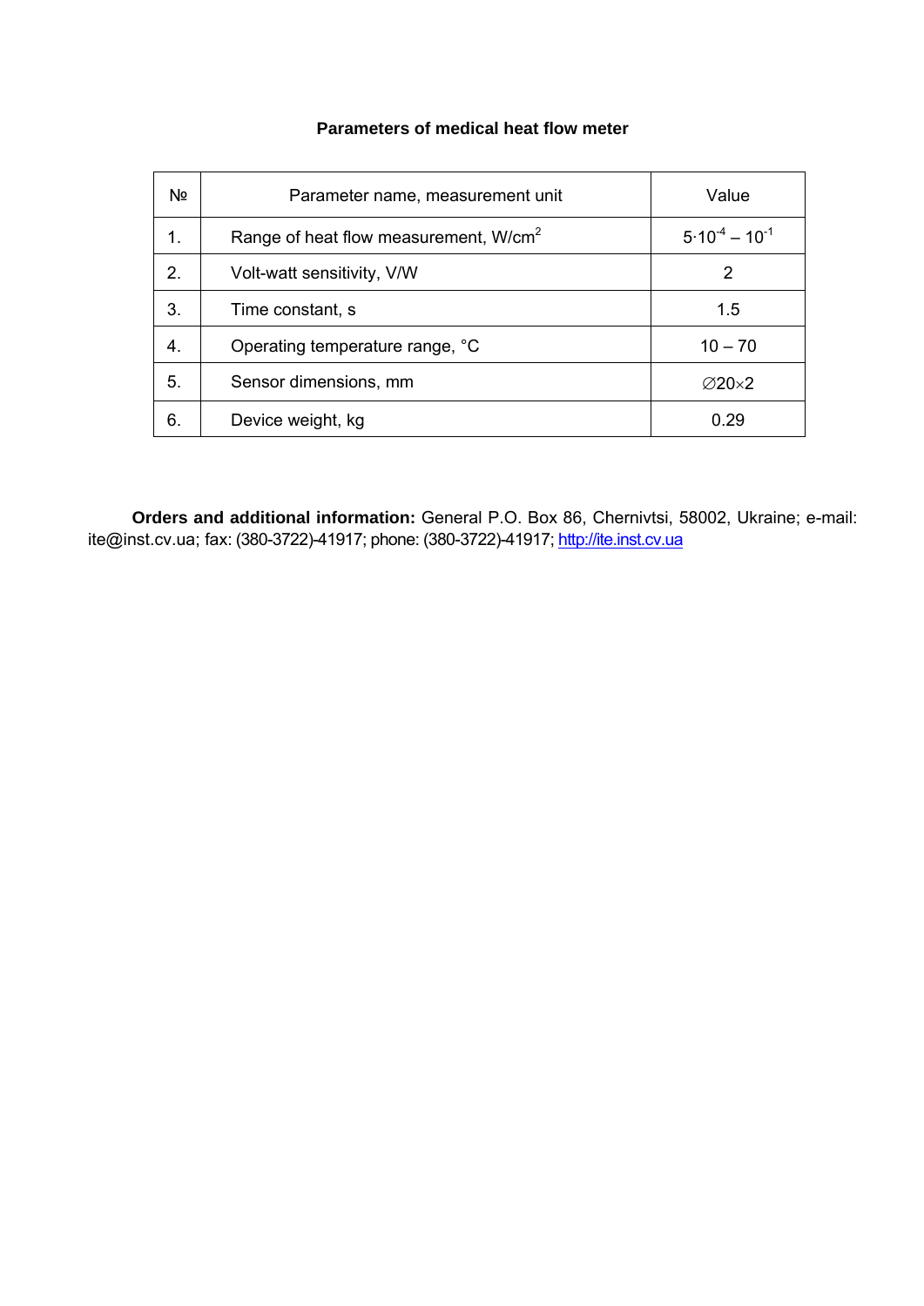**Parameters of medical heat flow meter**

| № | Parameter name, measurement unit | Value |
|---|---|---|
| 1. | Range of heat flow measurement, W/cm$^2$ | $5 \cdot 10^{-4} – 10^{-1}$ |
| 2. | Volt-watt sensitivity, V/W | 2 |
| 3. | Time constant, s | 1.5 |
| 4. | Operating temperature range, °C | 10 – 70 |
| 5. | Sensor dimensions, mm | ∅20×2 |
| 6. | Device weight, kg | 0.29 |

**Orders and additional information:** General P.O. Box 86, Chernivtsi, 58002, Ukraine; e-mail: ite@inst.cv.ua; fax: (380-3722)-41917; phone: (380-3722)-41917; http://ite.inst.cv.ua